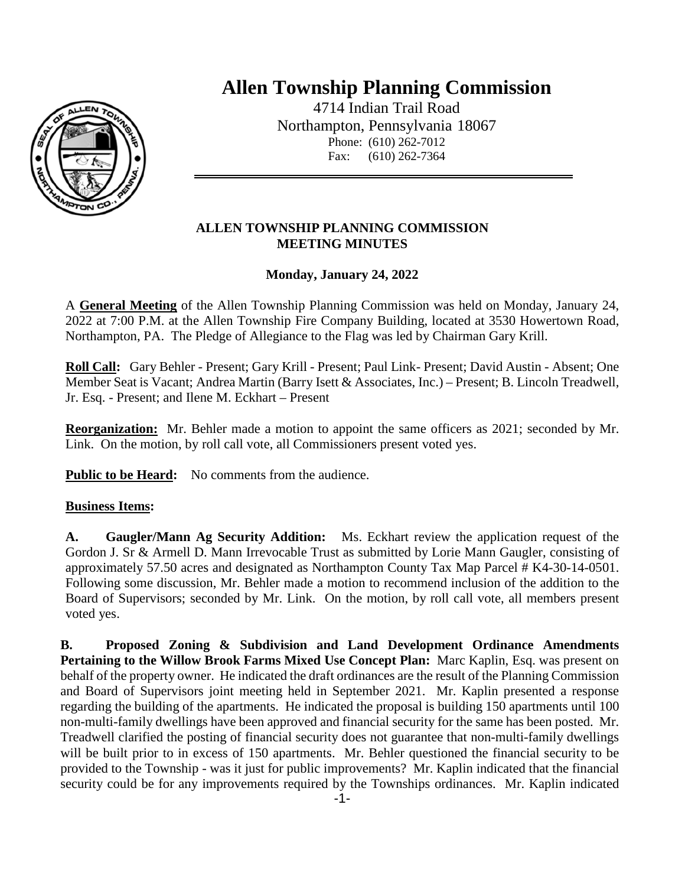# Allen Township Planning Commission

4714 Indian Trail Road
Northampton, Pennsylvania 18067
Phone: (610) 262-7012
Fax: (610) 262-7364

## ALLEN TOWNSHIP PLANNING COMMISSION MEETING MINUTES

**Monday, January 24, 2022**

A **General Meeting** of the Allen Township Planning Commission was held on Monday, January 24, 2022 at 7:00 P.M. at the Allen Township Fire Company Building, located at 3530 Howertown Road, Northampton, PA. The Pledge of Allegiance to the Flag was led by Chairman Gary Krill.

**Roll Call:** Gary Behler - Present; Gary Krill - Present; Paul Link- Present; David Austin - Absent; One Member Seat is Vacant; Andrea Martin (Barry Isett & Associates, Inc.) – Present; B. Lincoln Treadwell, Jr. Esq. - Present; and Ilene M. Eckhart – Present

**Reorganization:** Mr. Behler made a motion to appoint the same officers as 2021; seconded by Mr. Link. On the motion, by roll call vote, all Commissioners present voted yes.

**Public to be Heard:** No comments from the audience.

**Business Items:**

**A. Gaugler/Mann Ag Security Addition:** Ms. Eckhart review the application request of the Gordon J. Sr & Armell D. Mann Irrevocable Trust as submitted by Lorie Mann Gaugler, consisting of approximately 57.50 acres and designated as Northampton County Tax Map Parcel # K4-30-14-0501. Following some discussion, Mr. Behler made a motion to recommend inclusion of the addition to the Board of Supervisors; seconded by Mr. Link. On the motion, by roll call vote, all members present voted yes.

**B. Proposed Zoning & Subdivision and Land Development Ordinance Amendments Pertaining to the Willow Brook Farms Mixed Use Concept Plan:** Marc Kaplin, Esq. was present on behalf of the property owner. He indicated the draft ordinances are the result of the Planning Commission and Board of Supervisors joint meeting held in September 2021. Mr. Kaplin presented a response regarding the building of the apartments. He indicated the proposal is building 150 apartments until 100 non-multi-family dwellings have been approved and financial security for the same has been posted. Mr. Treadwell clarified the posting of financial security does not guarantee that non-multi-family dwellings will be built prior to in excess of 150 apartments. Mr. Behler questioned the financial security to be provided to the Township - was it just for public improvements? Mr. Kaplin indicated that the financial security could be for any improvements required by the Townships ordinances. Mr. Kaplin indicated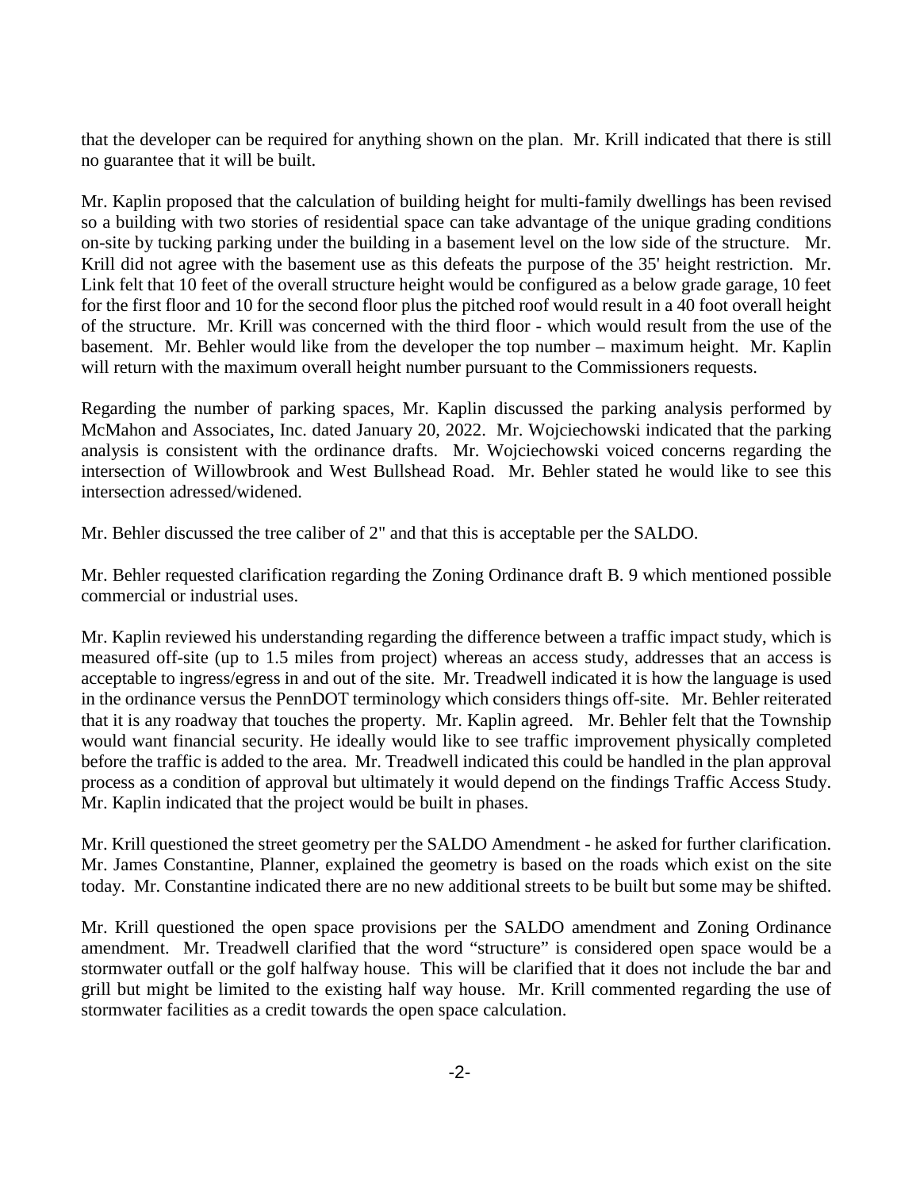that the developer can be required for anything shown on the plan. Mr. Krill indicated that there is still no guarantee that it will be built.

Mr. Kaplin proposed that the calculation of building height for multi-family dwellings has been revised so a building with two stories of residential space can take advantage of the unique grading conditions on-site by tucking parking under the building in a basement level on the low side of the structure. Mr. Krill did not agree with the basement use as this defeats the purpose of the 35' height restriction. Mr. Link felt that 10 feet of the overall structure height would be configured as a below grade garage, 10 feet for the first floor and 10 for the second floor plus the pitched roof would result in a 40 foot overall height of the structure. Mr. Krill was concerned with the third floor - which would result from the use of the basement. Mr. Behler would like from the developer the top number – maximum height. Mr. Kaplin will return with the maximum overall height number pursuant to the Commissioners requests.

Regarding the number of parking spaces, Mr. Kaplin discussed the parking analysis performed by McMahon and Associates, Inc. dated January 20, 2022. Mr. Wojciechowski indicated that the parking analysis is consistent with the ordinance drafts. Mr. Wojciechowski voiced concerns regarding the intersection of Willowbrook and West Bullshead Road. Mr. Behler stated he would like to see this intersection adressed/widened.

Mr. Behler discussed the tree caliber of 2" and that this is acceptable per the SALDO.

Mr. Behler requested clarification regarding the Zoning Ordinance draft B. 9 which mentioned possible commercial or industrial uses.

Mr. Kaplin reviewed his understanding regarding the difference between a traffic impact study, which is measured off-site (up to 1.5 miles from project) whereas an access study, addresses that an access is acceptable to ingress/egress in and out of the site. Mr. Treadwell indicated it is how the language is used in the ordinance versus the PennDOT terminology which considers things off-site. Mr. Behler reiterated that it is any roadway that touches the property. Mr. Kaplin agreed. Mr. Behler felt that the Township would want financial security. He ideally would like to see traffic improvement physically completed before the traffic is added to the area. Mr. Treadwell indicated this could be handled in the plan approval process as a condition of approval but ultimately it would depend on the findings Traffic Access Study. Mr. Kaplin indicated that the project would be built in phases.

Mr. Krill questioned the street geometry per the SALDO Amendment - he asked for further clarification. Mr. James Constantine, Planner, explained the geometry is based on the roads which exist on the site today. Mr. Constantine indicated there are no new additional streets to be built but some may be shifted.

Mr. Krill questioned the open space provisions per the SALDO amendment and Zoning Ordinance amendment. Mr. Treadwell clarified that the word "structure" is considered open space would be a stormwater outfall or the golf halfway house. This will be clarified that it does not include the bar and grill but might be limited to the existing half way house. Mr. Krill commented regarding the use of stormwater facilities as a credit towards the open space calculation.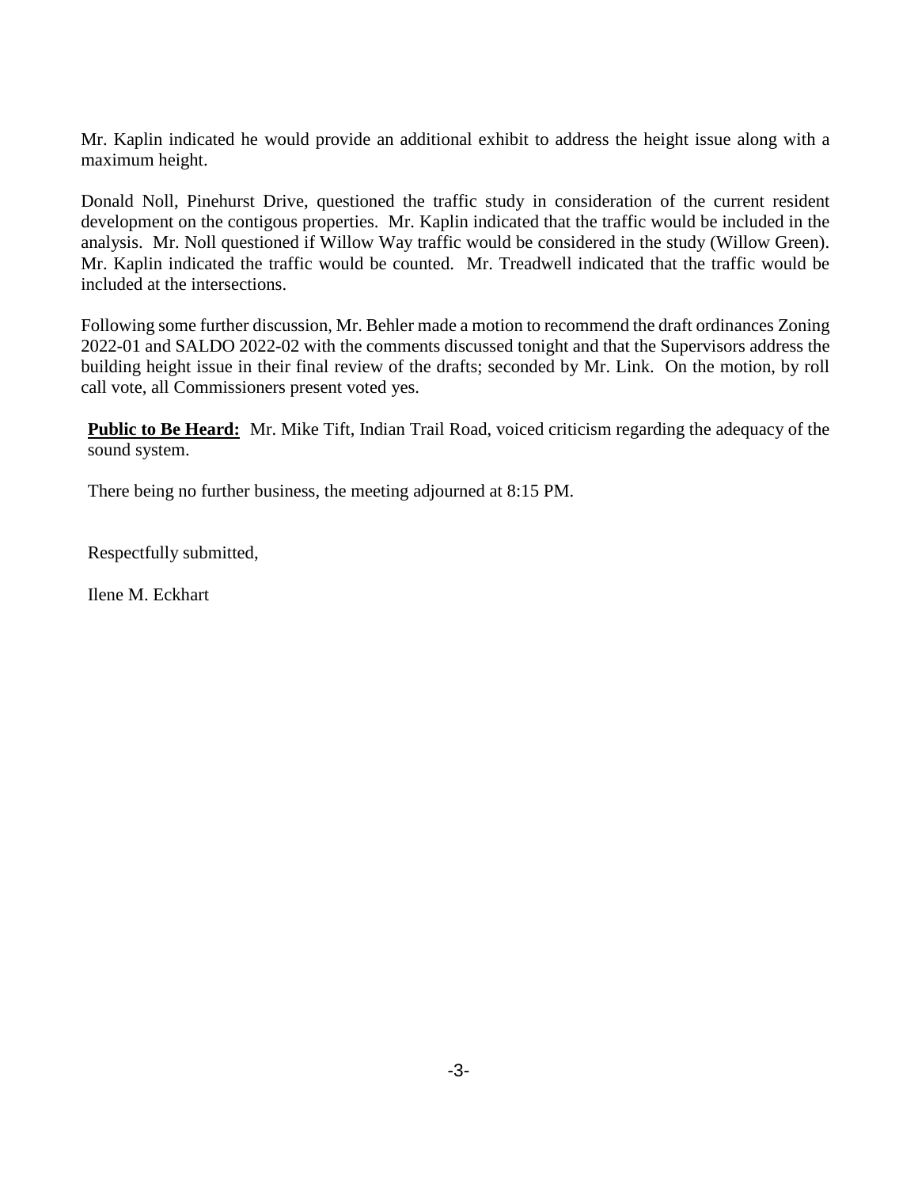Mr. Kaplin indicated he would provide an additional exhibit to address the height issue along with a maximum height.

Donald Noll, Pinehurst Drive, questioned the traffic study in consideration of the current resident development on the contigous properties. Mr. Kaplin indicated that the traffic would be included in the analysis. Mr. Noll questioned if Willow Way traffic would be considered in the study (Willow Green). Mr. Kaplin indicated the traffic would be counted. Mr. Treadwell indicated that the traffic would be included at the intersections.

Following some further discussion, Mr. Behler made a motion to recommend the draft ordinances Zoning 2022-01 and SALDO 2022-02 with the comments discussed tonight and that the Supervisors address the building height issue in their final review of the drafts; seconded by Mr. Link. On the motion, by roll call vote, all Commissioners present voted yes.

**Public to Be Heard:** Mr. Mike Tift, Indian Trail Road, voiced criticism regarding the adequacy of the sound system.

There being no further business, the meeting adjourned at 8:15 PM.

Respectfully submitted,

Ilene M. Eckhart